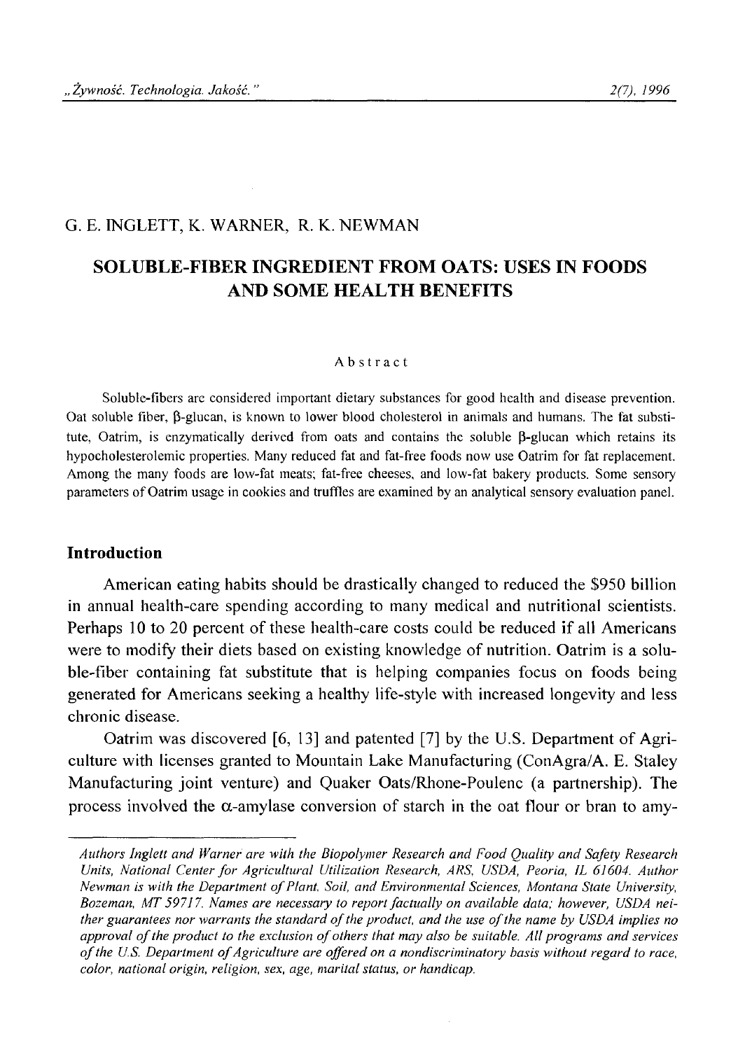G. E. INGLETT, K. WARNER, R. K. NEWMAN

# SOLUBLE-FIBER INGREDIENT FROM OATS: USES IN FOODS AND SOME HEALTH BENEFITS

## Abstract

Soluble-fibers are considered important dietary substances for good health and disease prevention. Oat soluble fiber, β-glucan, is known to lower blood cholesterol in animals and humans. The fat substitute, Oatrim, is enzymatically derived from oats and contains the soluble β-glucan which retains its hypocholesterolemic properties. Many reduced fat and fat-free foods now use Oatrim for fat replacement. Among the many foods are low-fat meats; fat-free cheeses, and low-fat bakery products. Some sensory parameters of Oatrim usage in cookies and truffles are examined by an analytical sensory evaluation panel.

## Introduction

American eating habits should be drastically changed to reduced the $950 billion in annual health-care spending according to many medical and nutritional scientists. Perhaps 10 to 20 percent of these health-care costs could be reduced if all Americans were to modify their diets based on existing knowledge of nutrition. Oatrim is a soluble-fiber containing fat substitute that is helping companies focus on foods being generated for Americans seeking a healthy life-style with increased longevity and less chronic disease.

Oatrim was discovered [6, 13] and patented [7] by the U.S. Department of Agriculture with licenses granted to Mountain Lake Manufacturing (ConAgra/A. E. Staley Manufacturing joint venture) and Quaker Oats/Rhone-Poulenc (a partnership). The process involved the α-amylase conversion of starch in the oat flour or bran to amy-

---

*Authors Inglett and Warner are with the Biopolymer Research and Food Quality and Safety Research Units, National Center for Agricultural Utilization Research, ARS, USDA, Peoria, IL 61604. Author Newman is with the Department of Plant, Soil, and Environmental Sciences, Montana State University, Bozeman, MT 59717. Names are necessary to report factually on available data; however, USDA neither guarantees nor warrants the standard of the product, and the use of the name by USDA implies no approval of the product to the exclusion of others that may also be suitable. All programs and services of the U.S. Department of Agriculture are offered on a nondiscriminatory basis without regard to race, color, national origin, religion, sex, age, marital status, or handicap.*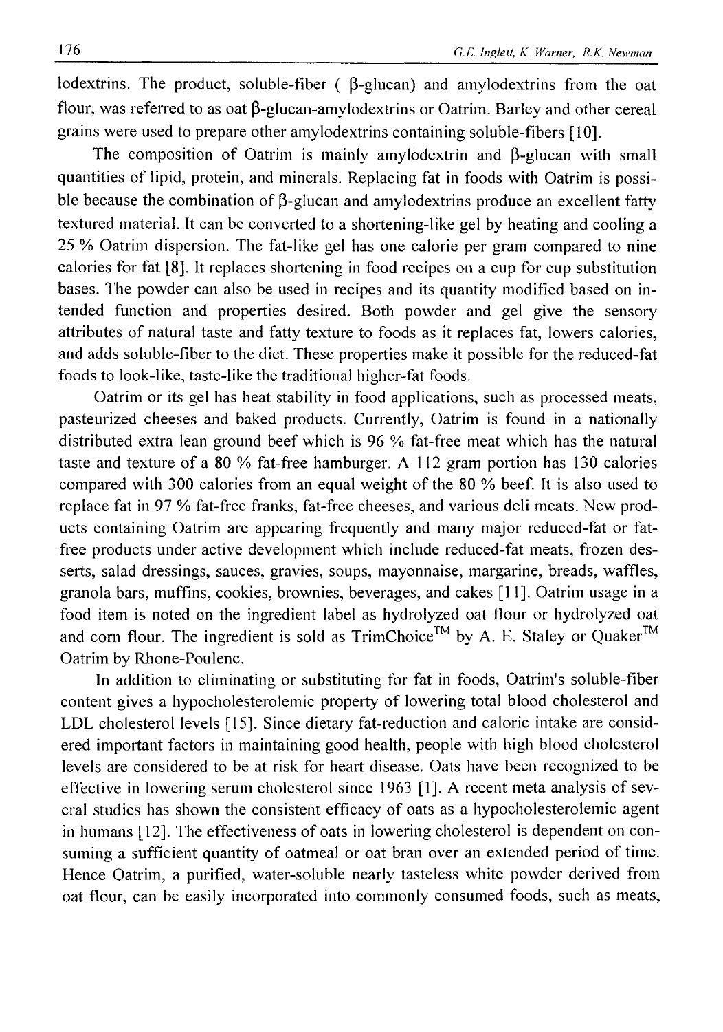lodextrins. The product, soluble-fiber ( β-glucan) and amylodextrins from the oat flour, was referred to as oat β-glucan-amylodextrins or Oatrim. Barley and other cereal grains were used to prepare other amylodextrins containing soluble-fibers [10].

The composition of Oatrim is mainly amylodextrin and β-glucan with small quantities of lipid, protein, and minerals. Replacing fat in foods with Oatrim is possible because the combination of β-glucan and amylodextrins produce an excellent fatty textured material. It can be converted to a shortening-like gel by heating and cooling a 25 % Oatrim dispersion. The fat-like gel has one calorie per gram compared to nine calories for fat [8]. It replaces shortening in food recipes on a cup for cup substitution bases. The powder can also be used in recipes and its quantity modified based on intended function and properties desired. Both powder and gel give the sensory attributes of natural taste and fatty texture to foods as it replaces fat, lowers calories, and adds soluble-fiber to the diet. These properties make it possible for the reduced-fat foods to look-like, taste-like the traditional higher-fat foods.

Oatrim or its gel has heat stability in food applications, such as processed meats, pasteurized cheeses and baked products. Currently, Oatrim is found in a nationally distributed extra lean ground beef which is 96 % fat-free meat which has the natural taste and texture of a 80 % fat-free hamburger. A 112 gram portion has 130 calories compared with 300 calories from an equal weight of the 80 % beef. It is also used to replace fat in 97 % fat-free franks, fat-free cheeses, and various deli meats. New products containing Oatrim are appearing frequently and many major reduced-fat or fat-free products under active development which include reduced-fat meats, frozen desserts, salad dressings, sauces, gravies, soups, mayonnaise, margarine, breads, waffles, granola bars, muffins, cookies, brownies, beverages, and cakes [11]. Oatrim usage in a food item is noted on the ingredient label as hydrolyzed oat flour or hydrolyzed oat and corn flour. The ingredient is sold as TrimChoice™ by A. E. Staley or Quaker™ Oatrim by Rhone-Poulenc.

In addition to eliminating or substituting for fat in foods, Oatrim's soluble-fiber content gives a hypocholesterolemic property of lowering total blood cholesterol and LDL cholesterol levels [15]. Since dietary fat-reduction and caloric intake are considered important factors in maintaining good health, people with high blood cholesterol levels are considered to be at risk for heart disease. Oats have been recognized to be effective in lowering serum cholesterol since 1963 [1]. A recent meta analysis of several studies has shown the consistent efficacy of oats as a hypocholesterolemic agent in humans [12]. The effectiveness of oats in lowering cholesterol is dependent on consuming a sufficient quantity of oatmeal or oat bran over an extended period of time. Hence Oatrim, a purified, water-soluble nearly tasteless white powder derived from oat flour, can be easily incorporated into commonly consumed foods, such as meats,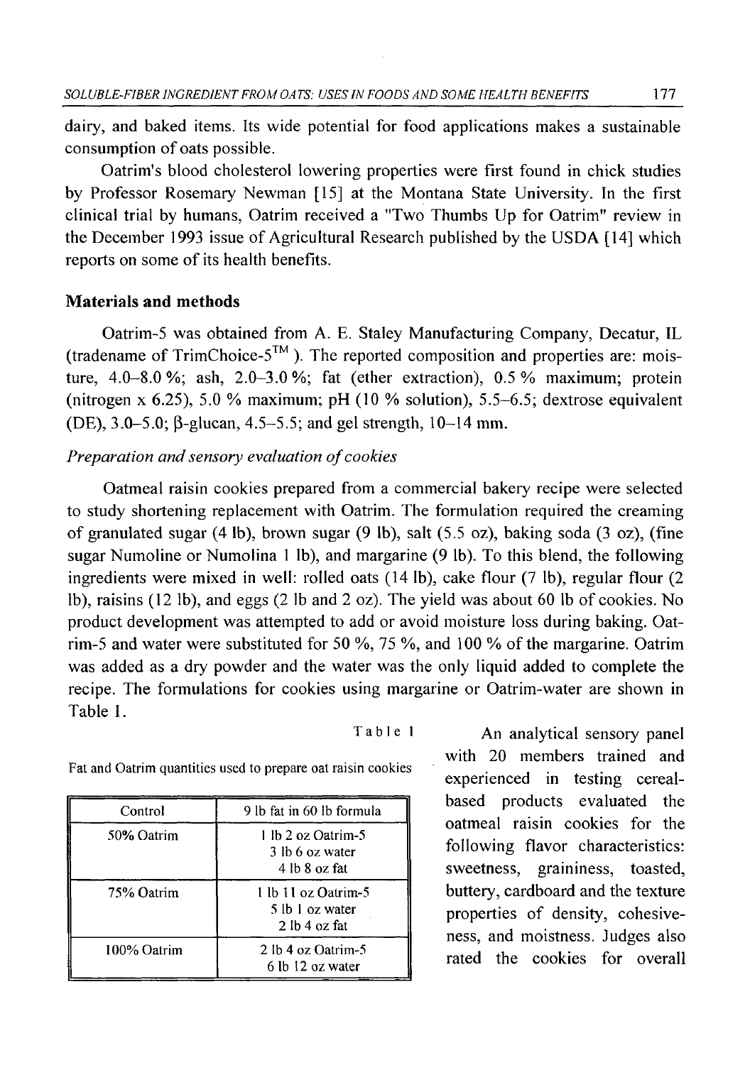dairy, and baked items. Its wide potential for food applications makes a sustainable consumption of oats possible.

Oatrim's blood cholesterol lowering properties were first found in chick studies by Professor Rosemary Newman [15] at the Montana State University. In the first clinical trial by humans, Oatrim received a "Two Thumbs Up for Oatrim" review in the December 1993 issue of Agricultural Research published by the USDA [14] which reports on some of its health benefits.

## Materials and methods

Oatrim-5 was obtained from A. E. Staley Manufacturing Company, Decatur, IL (tradename of TrimChoice-5™). The reported composition and properties are: moisture, 4.0–8.0 %; ash, 2.0–3.0 %; fat (ether extraction), 0.5 % maximum; protein (nitrogen x 6.25), 5.0 % maximum; pH (10 % solution), 5.5–6.5; dextrose equivalent (DE), 3.0–5.0; β-glucan, 4.5–5.5; and gel strength, 10–14 mm.

### *Preparation and sensory evaluation of cookies*

Oatmeal raisin cookies prepared from a commercial bakery recipe were selected to study shortening replacement with Oatrim. The formulation required the creaming of granulated sugar (4 lb), brown sugar (9 lb), salt (5.5 oz), baking soda (3 oz), (fine sugar Numoline or Numolina 1 lb), and margarine (9 lb). To this blend, the following ingredients were mixed in well: rolled oats (14 lb), cake flour (7 lb), regular flour (2 lb), raisins (12 lb), and eggs (2 lb and 2 oz). The yield was about 60 lb of cookies. No product development was attempted to add or avoid moisture loss during baking. Oatrim-5 and water were substituted for 50 %, 75 %, and 100 % of the margarine. Oatrim was added as a dry powder and the water was the only liquid added to complete the recipe. The formulations for cookies using margarine or Oatrim-water are shown in Table 1.

Table 1

Fat and Oatrim quantities used to prepare oat raisin cookies

| Control | 9 lb fat in 60 lb formula |
|---|---|
| 50% Oatrim | 1 lb 2 oz Oatrim-5<br>3 lb 6 oz water<br>4 lb 8 oz fat |
| 75% Oatrim | 1 lb 11 oz Oatrim-5<br>5 lb 1 oz water<br>2 lb 4 oz fat |
| 100% Oatrim | 2 lb 4 oz Oatrim-5<br>6 lb 12 oz water |

An analytical sensory panel with 20 members trained and experienced in testing cereal-based products evaluated the oatmeal raisin cookies for the following flavor characteristics: sweetness, graininess, toasted, buttery, cardboard and the texture properties of density, cohesiveness, and moistness. Judges also rated the cookies for overall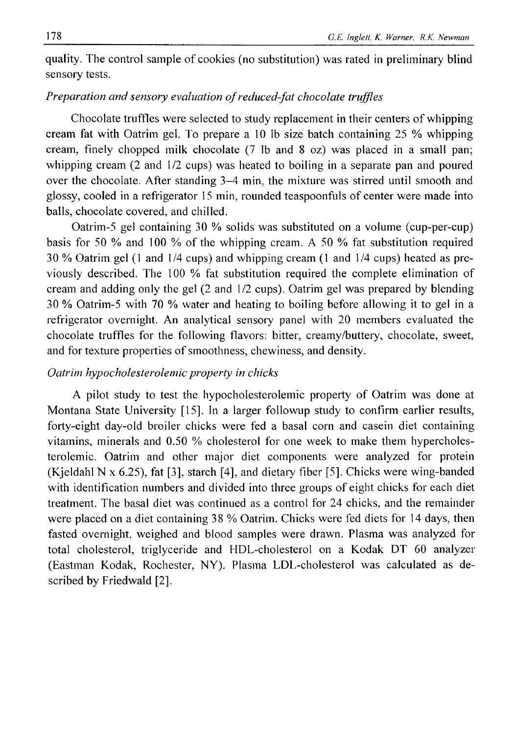quality. The control sample of cookies (no substitution) was rated in preliminary blind sensory tests.

*Preparation and sensory evaluation of reduced-fat chocolate truffles*

Chocolate truffles were selected to study replacement in their centers of whipping cream fat with Oatrim gel. To prepare a 10 lb size batch containing 25 % whipping cream, finely chopped milk chocolate (7 lb and 8 oz) was placed in a small pan; whipping cream (2 and 1/2 cups) was heated to boiling in a separate pan and poured over the chocolate. After standing 3–4 min, the mixture was stirred until smooth and glossy, cooled in a refrigerator 15 min, rounded teaspoonfuls of center were made into balls, chocolate covered, and chilled.

Oatrim-5 gel containing 30 % solids was substituted on a volume (cup-per-cup) basis for 50 % and 100 % of the whipping cream. A 50 % fat substitution required 30 % Oatrim gel (1 and 1/4 cups) and whipping cream (1 and 1/4 cups) heated as previously described. The 100 % fat substitution required the complete elimination of cream and adding only the gel (2 and 1/2 cups). Oatrim gel was prepared by blending 30 % Oatrim-5 with 70 % water and heating to boiling before allowing it to gel in a refrigerator overnight. An analytical sensory panel with 20 members evaluated the chocolate truffles for the following flavors: bitter, creamy/buttery, chocolate, sweet, and for texture properties of smoothness, chewiness, and density.

*Oatrim hypocholesterolemic property in chicks*

A pilot study to test the hypocholesterolemic property of Oatrim was done at Montana State University [15]. In a larger followup study to confirm earlier results, forty-eight day-old broiler chicks were fed a basal corn and casein diet containing vitamins, minerals and 0.50 % cholesterol for one week to make them hypercholesterolemic. Oatrim and other major diet components were analyzed for protein (Kjeldahl N x 6.25), fat [3], starch [4], and dietary fiber [5]. Chicks were wing-banded with identification numbers and divided into three groups of eight chicks for each diet treatment. The basal diet was continued as a control for 24 chicks, and the remainder were placed on a diet containing 38 % Oatrim. Chicks were fed diets for 14 days, then fasted overnight, weighed and blood samples were drawn. Plasma was analyzed for total cholesterol, triglyceride and HDL-cholesterol on a Kodak DT 60 analyzer (Eastman Kodak, Rochester, NY). Plasma LDL-cholesterol was calculated as described by Friedwald [2].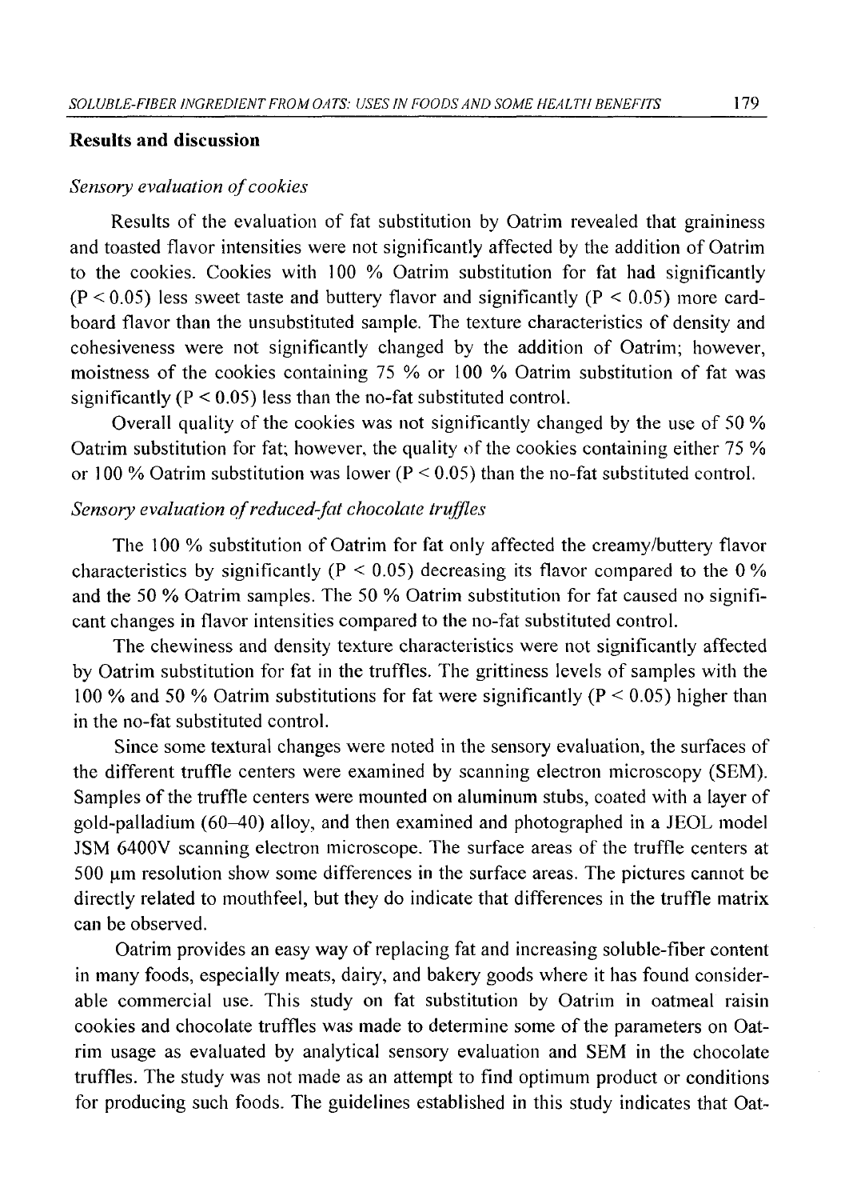## Results and discussion

*Sensory evaluation of cookies*

Results of the evaluation of fat substitution by Oatrim revealed that graininess and toasted flavor intensities were not significantly affected by the addition of Oatrim to the cookies. Cookies with 100 % Oatrim substitution for fat had significantly ($P < 0.05$) less sweet taste and buttery flavor and significantly ($P < 0.05$) more cardboard flavor than the unsubstituted sample. The texture characteristics of density and cohesiveness were not significantly changed by the addition of Oatrim; however, moistness of the cookies containing 75 % or 100 % Oatrim substitution of fat was significantly ($P < 0.05$) less than the no-fat substituted control.

Overall quality of the cookies was not significantly changed by the use of 50 % Oatrim substitution for fat; however, the quality of the cookies containing either 75 % or 100 % Oatrim substitution was lower ($P < 0.05$) than the no-fat substituted control.

*Sensory evaluation of reduced-fat chocolate truffles*

The 100 % substitution of Oatrim for fat only affected the creamy/buttery flavor characteristics by significantly ($P < 0.05$) decreasing its flavor compared to the 0 % and the 50 % Oatrim samples. The 50 % Oatrim substitution for fat caused no significant changes in flavor intensities compared to the no-fat substituted control.

The chewiness and density texture characteristics were not significantly affected by Oatrim substitution for fat in the truffles. The grittiness levels of samples with the 100 % and 50 % Oatrim substitutions for fat were significantly ($P < 0.05$) higher than in the no-fat substituted control.

Since some textural changes were noted in the sensory evaluation, the surfaces of the different truffle centers were examined by scanning electron microscopy (SEM). Samples of the truffle centers were mounted on aluminum stubs, coated with a layer of gold-palladium (60–40) alloy, and then examined and photographed in a JEOL model JSM 6400V scanning electron microscope. The surface areas of the truffle centers at 500 µm resolution show some differences in the surface areas. The pictures cannot be directly related to mouthfeel, but they do indicate that differences in the truffle matrix can be observed.

Oatrim provides an easy way of replacing fat and increasing soluble-fiber content in many foods, especially meats, dairy, and bakery goods where it has found considerable commercial use. This study on fat substitution by Oatrim in oatmeal raisin cookies and chocolate truffles was made to determine some of the parameters on Oatrim usage as evaluated by analytical sensory evaluation and SEM in the chocolate truffles. The study was not made as an attempt to find optimum product or conditions for producing such foods. The guidelines established in this study indicates that Oat-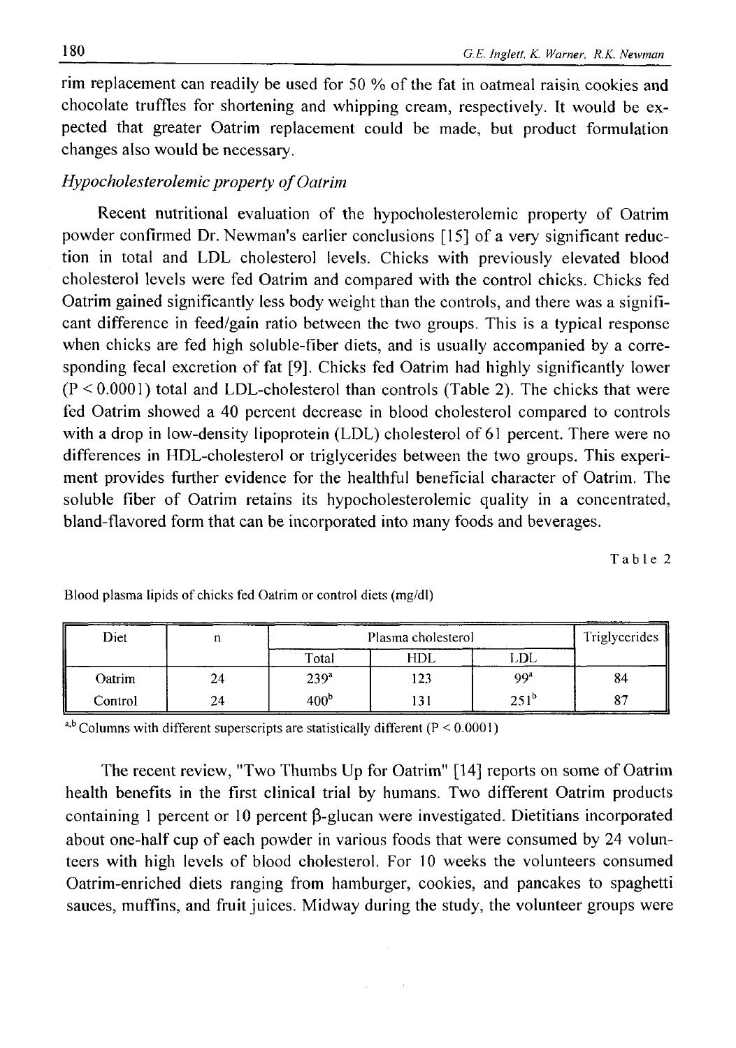rim replacement can readily be used for 50 % of the fat in oatmeal raisin cookies and chocolate truffles for shortening and whipping cream, respectively. It would be expected that greater Oatrim replacement could be made, but product formulation changes also would be necessary.

### *Hypocholesterolemic property of Oatrim*

Recent nutritional evaluation of the hypocholesterolemic property of Oatrim powder confirmed Dr. Newman's earlier conclusions [15] of a very significant reduction in total and LDL cholesterol levels. Chicks with previously elevated blood cholesterol levels were fed Oatrim and compared with the control chicks. Chicks fed Oatrim gained significantly less body weight than the controls, and there was a significant difference in feed/gain ratio between the two groups. This is a typical response when chicks are fed high soluble-fiber diets, and is usually accompanied by a corresponding fecal excretion of fat [9]. Chicks fed Oatrim had highly significantly lower ($P < 0.0001$) total and LDL-cholesterol than controls (Table 2). The chicks that were fed Oatrim showed a 40 percent decrease in blood cholesterol compared to controls with a drop in low-density lipoprotein (LDL) cholesterol of 61 percent. There were no differences in HDL-cholesterol or triglycerides between the two groups. This experiment provides further evidence for the healthful beneficial character of Oatrim. The soluble fiber of Oatrim retains its hypocholesterolemic quality in a concentrated, bland-flavored form that can be incorporated into many foods and beverages.

Table 2

Blood plasma lipids of chicks fed Oatrim or control diets (mg/dl)

| Diet | n | Plasma cholesterol | | | Triglycerides |
|---|---|---|---|---|---|
| | | Total | HDL | LDL | |
| Oatrim | 24 | $239^a$ | 123 | $99^a$ | 84 |
| Control | 24 | $400^b$ | 131 | $251^b$ | 87 |

a,b Columns with different superscripts are statistically different ($P < 0.0001$)

The recent review, "Two Thumbs Up for Oatrim" [14] reports on some of Oatrim health benefits in the first clinical trial by humans. Two different Oatrim products containing 1 percent or 10 percent β-glucan were investigated. Dietitians incorporated about one-half cup of each powder in various foods that were consumed by 24 volunteers with high levels of blood cholesterol. For 10 weeks the volunteers consumed Oatrim-enriched diets ranging from hamburger, cookies, and pancakes to spaghetti sauces, muffins, and fruit juices. Midway during the study, the volunteer groups were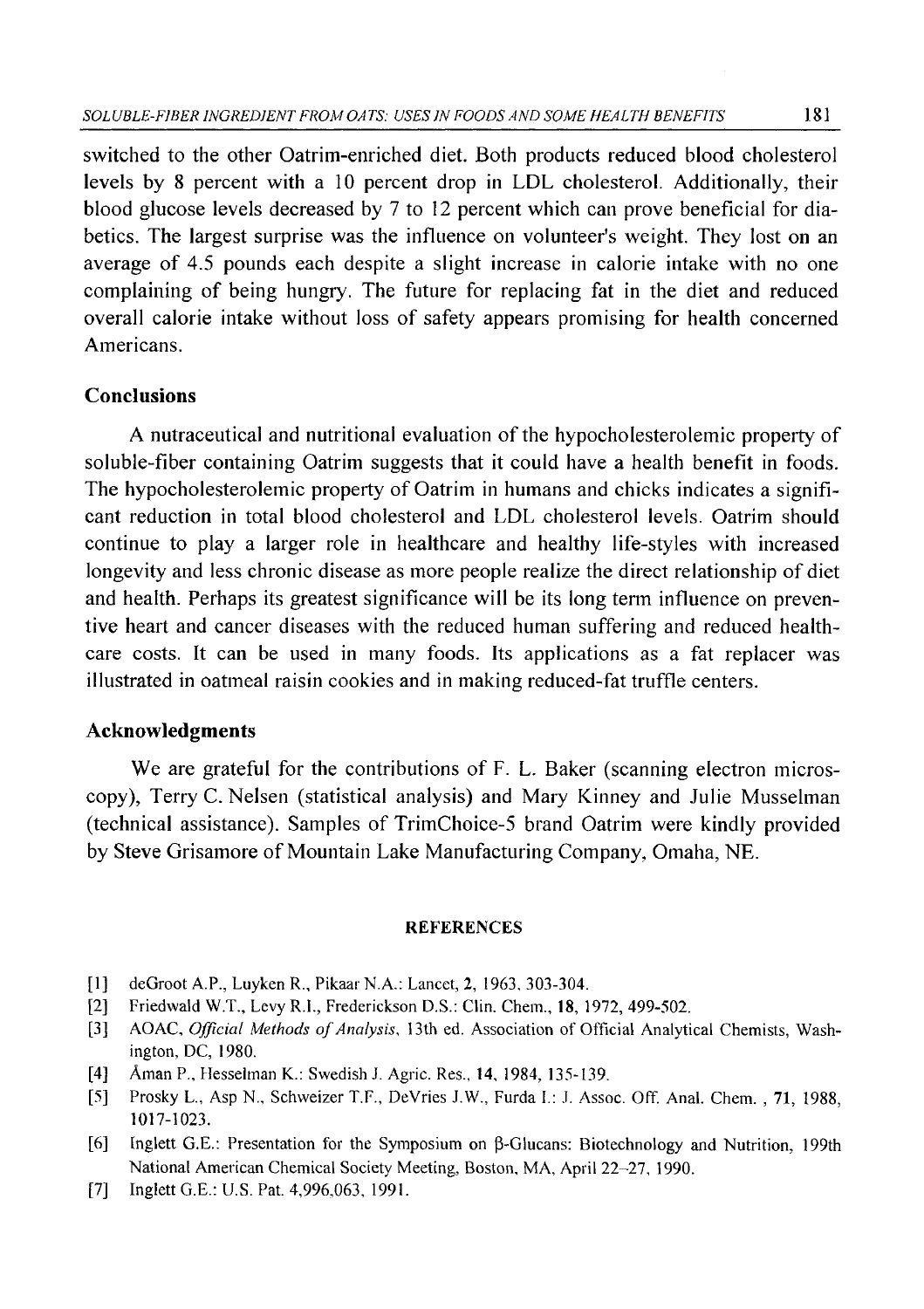switched to the other Oatrim-enriched diet. Both products reduced blood cholesterol levels by 8 percent with a 10 percent drop in LDL cholesterol. Additionally, their blood glucose levels decreased by 7 to 12 percent which can prove beneficial for diabetics. The largest surprise was the influence on volunteer's weight. They lost on an average of 4.5 pounds each despite a slight increase in calorie intake with no one complaining of being hungry. The future for replacing fat in the diet and reduced overall calorie intake without loss of safety appears promising for health concerned Americans.

## Conclusions

A nutraceutical and nutritional evaluation of the hypocholesterolemic property of soluble-fiber containing Oatrim suggests that it could have a health benefit in foods. The hypocholesterolemic property of Oatrim in humans and chicks indicates a significant reduction in total blood cholesterol and LDL cholesterol levels. Oatrim should continue to play a larger role in healthcare and healthy life-styles with increased longevity and less chronic disease as more people realize the direct relationship of diet and health. Perhaps its greatest significance will be its long term influence on preventive heart and cancer diseases with the reduced human suffering and reduced healthcare costs. It can be used in many foods. Its applications as a fat replacer was illustrated in oatmeal raisin cookies and in making reduced-fat truffle centers.

## Acknowledgments

We are grateful for the contributions of F. L. Baker (scanning electron microscopy), Terry C. Nelsen (statistical analysis) and Mary Kinney and Julie Musselman (technical assistance). Samples of TrimChoice-5 brand Oatrim were kindly provided by Steve Grisamore of Mountain Lake Manufacturing Company, Omaha, NE.

## REFERENCES

[1] deGroot A.P., Luyken R., Pikaar N.A.: Lancet, **2**, 1963, 303-304.

[2] Friedwald W.T., Levy R.I., Frederickson D.S.: Clin. Chem., **18**, 1972, 499-502.

[3] AOAC, *Official Methods of Analysis*, 13th ed. Association of Official Analytical Chemists, Washington, DC, 1980.

[4] Åman P., Hesselman K.: Swedish J. Agric. Res., **14**, 1984, 135-139.

[5] Prosky L., Asp N., Schweizer T.F., DeVries J.W., Furda I.: J. Assoc. Off. Anal. Chem. , **71**, 1988, 1017-1023.

[6] Inglett G.E.: Presentation for the Symposium on β-Glucans: Biotechnology and Nutrition, 199th National American Chemical Society Meeting, Boston, MA, April 22–27, 1990.

[7] Inglett G.E.: U.S. Pat. 4,996,063, 1991.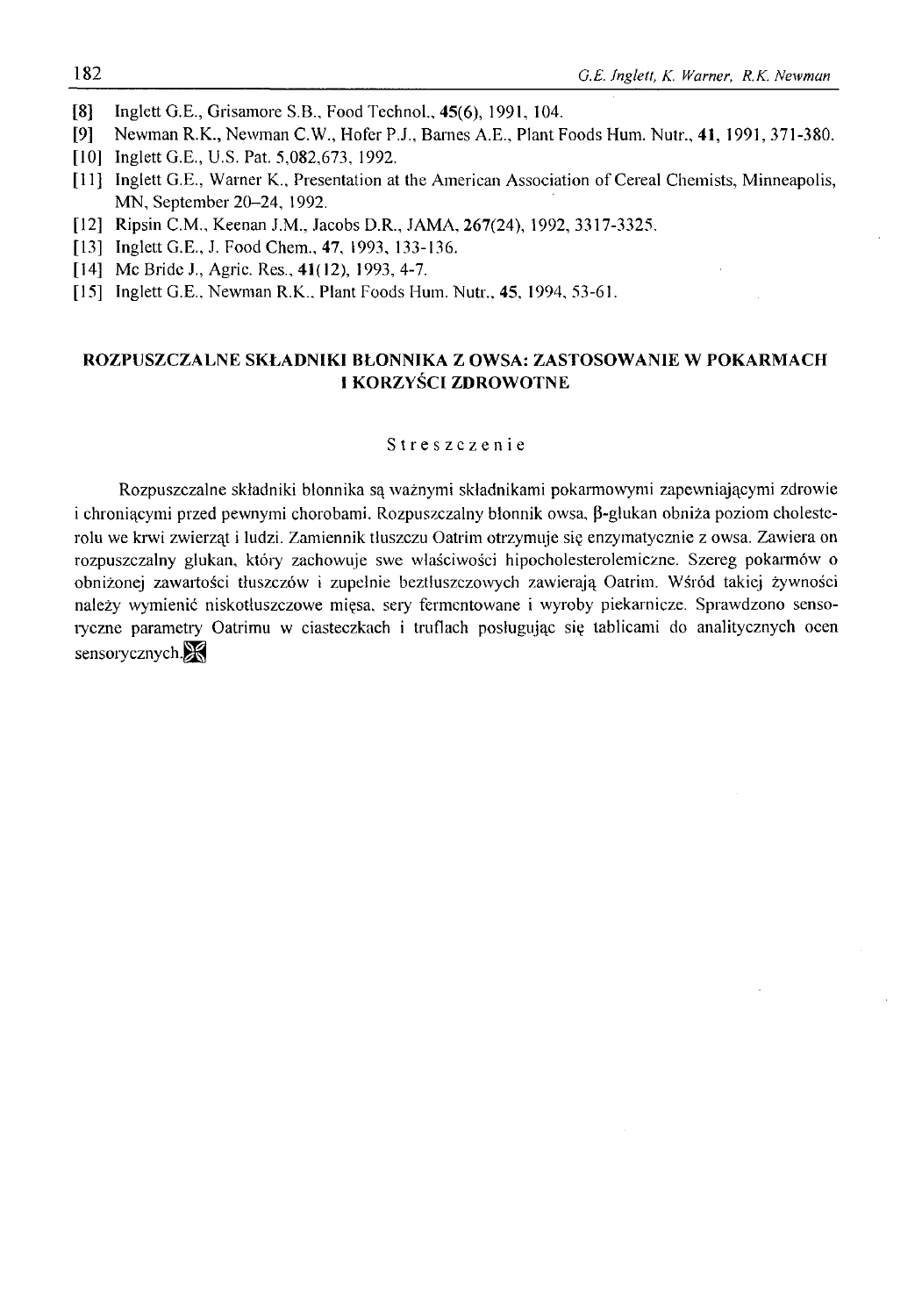[8] Inglett G.E., Grisamore S.B., Food Technol., **45**(6), 1991, 104.

[9] Newman R.K., Newman C.W., Hofer P.J., Barnes A.E., Plant Foods Hum. Nutr., **41**, 1991, 371-380.

[10] Inglett G.E., U.S. Pat. 5,082,673, 1992.

[11] Inglett G.E., Warner K., Presentation at the American Association of Cereal Chemists, Minneapolis, MN, September 20–24, 1992.

[12] Ripsin C.M., Keenan J.M., Jacobs D.R., JAMA, **267**(24), 1992, 3317-3325.

[13] Inglett G.E., J. Food Chem., **47**, 1993, 133-136.

[14] Mc Bride J., Agric. Res., **41**(12), 1993, 4-7.

[15] Inglett G.E., Newman R.K., Plant Foods Hum. Nutr., **45**, 1994, 53-61.

## ROZPUSZCZALNE SKŁADNIKI BŁONNIKA Z OWSA: ZASTOSOWANIE W POKARMACH I KORZYŚCI ZDROWOTNE

### Streszczenie

Rozpuszczalne składniki błonnika są ważnymi składnikami pokarmowymi zapewniającymi zdrowie i chroniącymi przed pewnymi chorobami. Rozpuszczalny błonnik owsa, β-glukan obniża poziom cholesterolu we krwi zwierząt i ludzi. Zamiennik tłuszczu Oatrim otrzymuje się enzymatycznie z owsa. Zawiera on rozpuszczalny glukan, który zachowuje swe właściwości hipocholesterolemiczne. Szereg pokarmów o obniżonej zawartości tłuszczów i zupełnie beztłuszczowych zawierają Oatrim. Wśród takiej żywności należy wymienić niskotłuszczowe mięsa, sery fermentowane i wyroby piekarnicze. Sprawdzono sensoryczne parametry Oatrimu w ciasteczkach i truflach posługując się tablicami do analitycznych ocen sensorycznych.